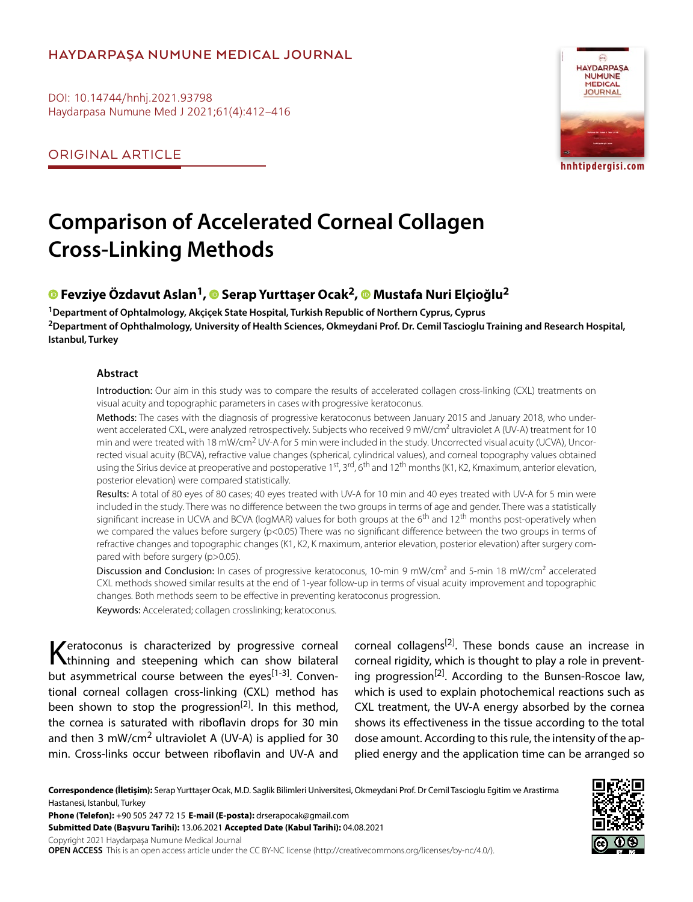HAYDARPAŞA NUMUNE MEDICAL JOURNAL

DOI: 10.14744/hnhj.2021.93798

ORIGINAL ARTICLE

# Comparison of Accelerated Corneal Collagen Cross-Linking Methods

**Fevziye Özdavut Aslan[1], Serap Yurttaşer Ocak[2], Mustafa Nuri Elçioğlu[2]**

[1]Department of Ophtalmology, Akçiçek State Hospital, Turkish Republic of Northern Cyprus, Cyprus
[2]Department of Ophthalmology, University of Health Sciences, Okmeydani Prof. Dr. Cemil Tascioglu Training and Research Hospital, Istanbul, Turkey

## Abstract

**Introduction:** Our aim in this study was to compare the results of accelerated collagen cross-linking (CXL) treatments on visual acuity and topographic parameters in cases with progressive keratoconus.

**Methods:** The cases with the diagnosis of progressive keratoconus between January 2015 and January 2018, who underwent accelerated CXL, were analyzed retrospectively. Subjects who received 9 mW/cm$^2$ ultraviolet A (UV-A) treatment for 10 min and were treated with 18 mW/cm$^2$ UV-A for 5 min were included in the study. Uncorrected visual acuity (UCVA), Uncorrected visual acuity (BCVA), refractive value changes (spherical, cylindrical values), and corneal topography values obtained using the Sirius device at preoperative and postoperative 1$^{st}$, 3$^{rd}$, 6$^{th}$ and 12$^{th}$ months (K1, K2, Kmaximum, anterior elevation, posterior elevation) were compared statistically.

**Results:** A total of 80 eyes of 80 cases; 40 eyes treated with UV-A for 10 min and 40 eyes treated with UV-A for 5 min were included in the study. There was no difference between the two groups in terms of age and gender. There was a statistically significant increase in UCVA and BCVA (logMAR) values for both groups at the 6$^{th}$ and 12$^{th}$ months post-operatively when we compared the values before surgery ($p<0.05$) There was no significant difference between the two groups in terms of refractive changes and topographic changes (K1, K2, K maximum, anterior elevation, posterior elevation) after surgery compared with before surgery ($p>0.05$).

**Discussion and Conclusion:** In cases of progressive keratoconus, 10-min 9 mW/cm$^2$ and 5-min 18 mW/cm$^2$ accelerated CXL methods showed similar results at the end of 1-year follow-up in terms of visual acuity improvement and topographic changes. Both methods seem to be effective in preventing keratoconus progression.

**Keywords:** Accelerated; collagen crosslinking; keratoconus.

Keratoconus is characterized by progressive corneal thinning and steepening which can show bilateral but asymmetrical course between the eyes[1-3]. Conventional corneal collagen cross-linking (CXL) method has been shown to stop the progression[2]. In this method, the cornea is saturated with riboflavin drops for 30 min and then 3 mW/cm$^2$ ultraviolet A (UV-A) is applied for 30 min. Cross-links occur between riboflavin and UV-A and corneal collagens[2]. These bonds cause an increase in corneal rigidity, which is thought to play a role in preventing progression[2]. According to the Bunsen-Roscoe law, which is used to explain photochemical reactions such as CXL treatment, the UV-A energy absorbed by the cornea shows its effectiveness in the tissue according to the total dose amount. According to this rule, the intensity of the applied energy and the application time can be arranged so

**Correspondence (İletişim):** Serap Yurttaşer Ocak, M.D. Saglik Bilimleri Universitesi, Okmeydani Prof. Dr Cemil Tascioglu Egitim ve Arastirma Hastanesi, Istanbul, Turkey
**Phone (Telefon):** +90 505 247 72 15 **E-mail (E-posta):** drserapocak@gmail.com
**Submitted Date (Başvuru Tarihi):** 13.06.2021 **Accepted Date (Kabul Tarihi):** 04.08.2021
Copyright 2021 Haydarpaşa Numune Medical Journal
**OPEN ACCESS** This is an open access article under the CC BY-NC license (http://creativecommons.org/licenses/by-nc/4.0/).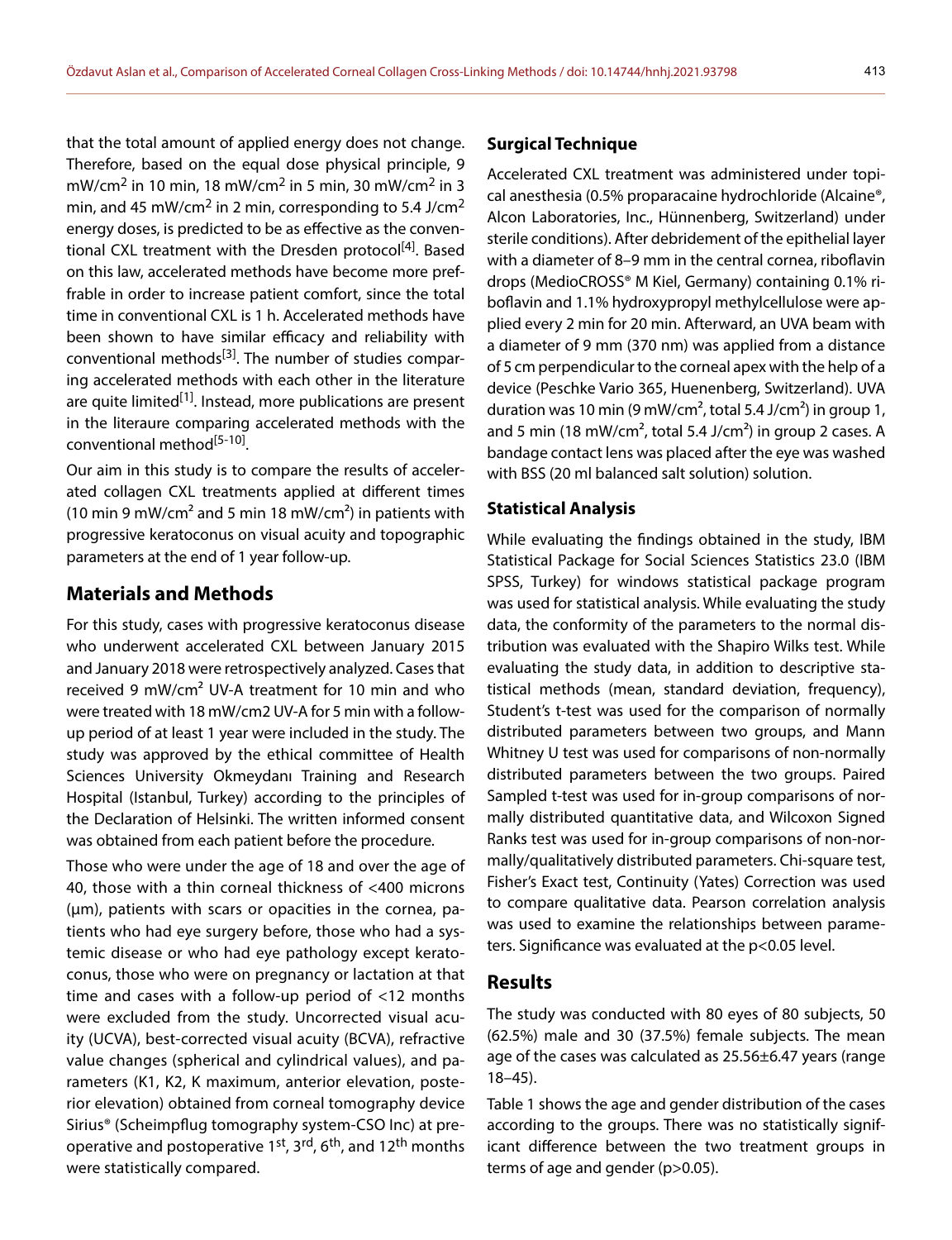that the total amount of applied energy does not change. Therefore, based on the equal dose physical principle, 9 mW/cm$^2$ in 10 min, 18 mW/cm$^2$ in 5 min, 30 mW/cm$^2$ in 3 min, and 45 mW/cm$^2$ in 2 min, corresponding to 5.4 J/cm$^2$ energy doses, is predicted to be as effective as the conventional CXL treatment with the Dresden protocol[4]. Based on this law, accelerated methods have become more preffrable in order to increase patient comfort, since the total time in conventional CXL is 1 h. Accelerated methods have been shown to have similar efficacy and reliability with conventional methods[3]. The number of studies comparing accelerated methods with each other in the literature are quite limited[1]. Instead, more publications are present in the literaure comparing accelerated methods with the conventional method[5-10].

Our aim in this study is to compare the results of accelerated collagen CXL treatments applied at different times (10 min 9 mW/cm$^2$ and 5 min 18 mW/cm$^2$) in patients with progressive keratoconus on visual acuity and topographic parameters at the end of 1 year follow-up.

## Materials and Methods

For this study, cases with progressive keratoconus disease who underwent accelerated CXL between January 2015 and January 2018 were retrospectively analyzed. Cases that received 9 mW/cm$^2$ UV-A treatment for 10 min and who were treated with 18 mW/cm2 UV-A for 5 min with a follow-up period of at least 1 year were included in the study. The study was approved by the ethical committee of Health Sciences University Okmeydanı Training and Research Hospital (Istanbul, Turkey) according to the principles of the Declaration of Helsinki. The written informed consent was obtained from each patient before the procedure.

Those who were under the age of 18 and over the age of 40, those with a thin corneal thickness of <400 microns (μm), patients with scars or opacities in the cornea, patients who had eye surgery before, those who had a systemic disease or who had eye pathology except keratoconus, those who were on pregnancy or lactation at that time and cases with a follow-up period of <12 months were excluded from the study. Uncorrected visual acuity (UCVA), best-corrected visual acuity (BCVA), refractive value changes (spherical and cylindrical values), and parameters (K1, K2, K maximum, anterior elevation, posterior elevation) obtained from corneal tomography device Sirius® (Scheimpflug tomography system-CSO Inc) at preoperative and postoperative 1$^{st}$, 3$^{rd}$, 6$^{th}$, and 12$^{th}$ months were statistically compared.

### Surgical Technique

Accelerated CXL treatment was administered under topical anesthesia (0.5% proparacaine hydrochloride (Alcaine®, Alcon Laboratories, Inc., Hünnenberg, Switzerland) under sterile conditions). After debridement of the epithelial layer with a diameter of 8–9 mm in the central cornea, riboflavin drops (MedioCROSS® M Kiel, Germany) containing 0.1% riboflavin and 1.1% hydroxypropyl methylcellulose were applied every 2 min for 20 min. Afterward, an UVA beam with a diameter of 9 mm (370 nm) was applied from a distance of 5 cm perpendicular to the corneal apex with the help of a device (Peschke Vario 365, Huenenberg, Switzerland). UVA duration was 10 min (9 mW/cm$^2$, total 5.4 J/cm$^2$) in group 1, and 5 min (18 mW/cm$^2$, total 5.4 J/cm$^2$) in group 2 cases. A bandage contact lens was placed after the eye was washed with BSS (20 ml balanced salt solution) solution.

### Statistical Analysis

While evaluating the findings obtained in the study, IBM Statistical Package for Social Sciences Statistics 23.0 (IBM SPSS, Turkey) for windows statistical package program was used for statistical analysis. While evaluating the study data, the conformity of the parameters to the normal distribution was evaluated with the Shapiro Wilks test. While evaluating the study data, in addition to descriptive statistical methods (mean, standard deviation, frequency), Student's t-test was used for the comparison of normally distributed parameters between two groups, and Mann Whitney U test was used for comparisons of non-normally distributed parameters between the two groups. Paired Sampled t-test was used for in-group comparisons of normally distributed quantitative data, and Wilcoxon Signed Ranks test was used for in-group comparisons of non-normally/qualitatively distributed parameters. Chi-square test, Fisher's Exact test, Continuity (Yates) Correction was used to compare qualitative data. Pearson correlation analysis was used to examine the relationships between parameters. Significance was evaluated at the $p<0.05$ level.

## Results

The study was conducted with 80 eyes of 80 subjects, 50 (62.5%) male and 30 (37.5%) female subjects. The mean age of the cases was calculated as 25.56±6.47 years (range 18–45).

Table 1 shows the age and gender distribution of the cases according to the groups. There was no statistically significant difference between the two treatment groups in terms of age and gender ($p>0.05$).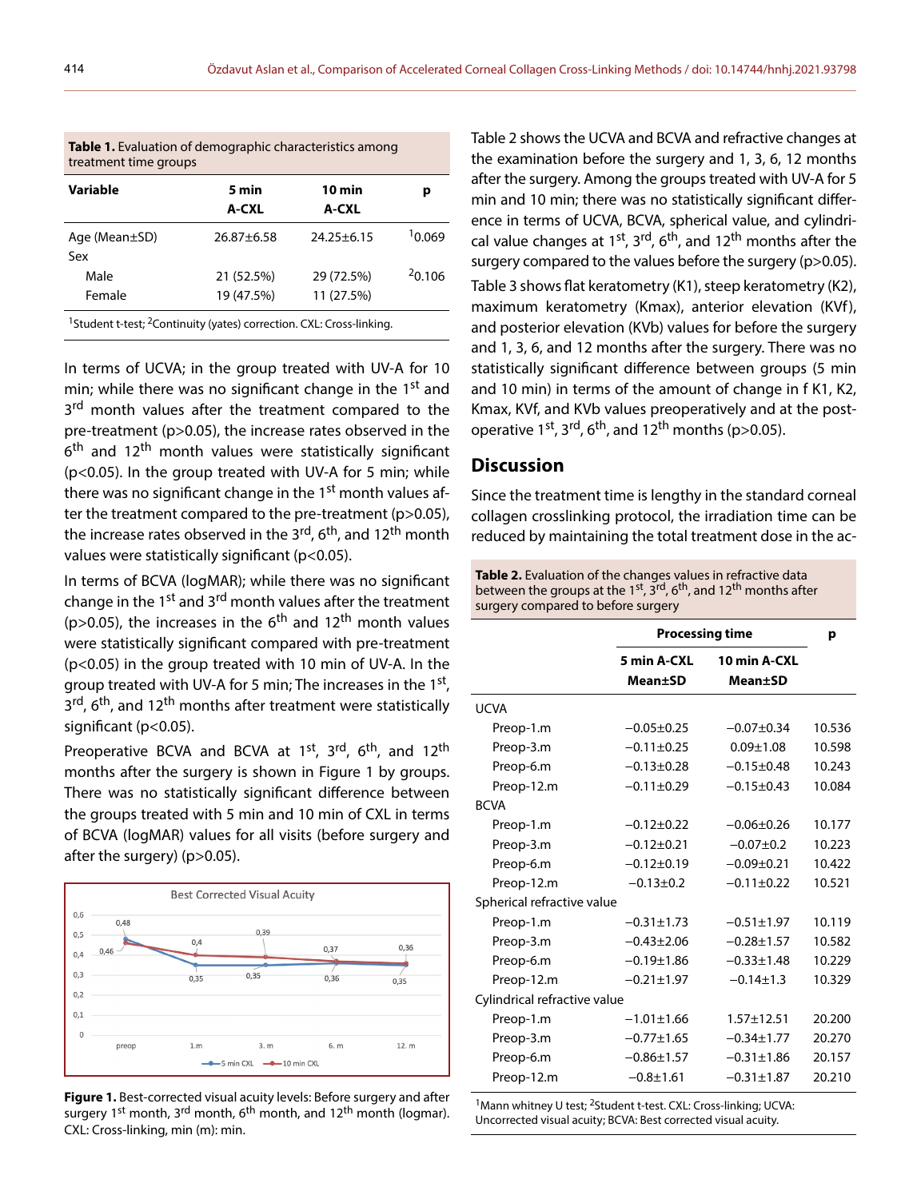**Table 1.** Evaluation of demographic characteristics among treatment time groups

| Variable | 5 min A-CXL | 10 min A-CXL | p |
|---|---|---|---|
| Age (Mean±SD) | 26.87±6.58 | 24.25±6.15 | [1]0.069 |
| Sex | | | |
| Male | 21 (52.5%) | 29 (72.5%) | [2]0.106 |
| Female | 19 (47.5%) | 11 (27.5%) | |

[1]Student t-test; [2]Continuity (yates) correction. CXL: Cross-linking.

In terms of UCVA; in the group treated with UV-A for 10 min; while there was no significant change in the 1st and 3rd month values after the treatment compared to the pre-treatment ($p>0.05$), the increase rates observed in the 6th and 12th month values were statistically significant ($p<0.05$). In the group treated with UV-A for 5 min; while there was no significant change in the 1st month values after the treatment compared to the pre-treatment ($p>0.05$), the increase rates observed in the 3rd, 6th, and 12th month values were statistically significant ($p<0.05$).

In terms of BCVA (logMAR); while there was no significant change in the 1st and 3rd month values after the treatment ($p>0.05$), the increases in the 6th and 12th month values were statistically significant compared with pre-treatment ($p<0.05$) in the group treated with 10 min of UV-A. In the group treated with UV-A for 5 min; The increases in the 1st, 3rd, 6th, and 12th months after treatment were statistically significant ($p<0.05$).

Preoperative BCVA and BCVA at 1st, 3rd, 6th, and 12th months after the surgery is shown in Figure 1 by groups. There was no statistically significant difference between the groups treated with 5 min and 10 min of CXL in terms of BCVA (logMAR) values for all visits (before surgery and after the surgery) ($p>0.05$).

**Figure 1.** Best-corrected visual acuity levels: Before surgery and after surgery 1st month, 3rd month, 6th month, and 12th month (logmar). CXL: Cross-linking, min (m): min.

Table 2 shows the UCVA and BCVA and refractive changes at the examination before the surgery and 1, 3, 6, 12 months after the surgery. Among the groups treated with UV-A for 5 min and 10 min; there was no statistically significant difference in terms of UCVA, BCVA, spherical value, and cylindrical value changes at 1st, 3rd, 6th, and 12th months after the surgery compared to the values before the surgery ($p>0.05$).

Table 3 shows flat keratometry (K1), steep keratometry (K2), maximum keratometry (Kmax), anterior elevation (KVf), and posterior elevation (KVb) values for before the surgery and 1, 3, 6, and 12 months after the surgery. There was no statistically significant difference between groups (5 min and 10 min) in terms of the amount of change in f K1, K2, Kmax, KVf, and KVb values preoperatively and at the postoperative 1st, 3rd, 6th, and 12th months ($p>0.05$).

## Discussion

Since the treatment time is lengthy in the standard corneal collagen crosslinking protocol, the irradiation time can be reduced by maintaining the total treatment dose in the ac-

**Table 2.** Evaluation of the changes values in refractive data between the groups at the 1st, 3rd, 6th, and 12th months after surgery compared to before surgery

| | Processing time | | p |
|---|---|---|---|
| | 5 min A-CXL Mean±SD | 10 min A-CXL Mean±SD | |
| UCVA | | | |
| Preop-1.m | −0.05±0.25 | −0.07±0.34 | 10.536 |
| Preop-3.m | −0.11±0.25 | 0.09±1.08 | 10.598 |
| Preop-6.m | −0.13±0.28 | −0.15±0.48 | 10.243 |
| Preop-12.m | −0.11±0.29 | −0.15±0.43 | 10.084 |
| BCVA | | | |
| Preop-1.m | −0.12±0.22 | −0.06±0.26 | 10.177 |
| Preop-3.m | −0.12±0.21 | −0.07±0.2 | 10.223 |
| Preop-6.m | −0.12±0.19 | −0.09±0.21 | 10.422 |
| Preop-12.m | −0.13±0.2 | −0.11±0.22 | 10.521 |
| Spherical refractive value | | | |
| Preop-1.m | −0.31±1.73 | −0.51±1.97 | 10.119 |
| Preop-3.m | −0.43±2.06 | −0.28±1.57 | 10.582 |
| Preop-6.m | −0.19±1.86 | −0.33±1.48 | 10.229 |
| Preop-12.m | −0.21±1.97 | −0.14±1.3 | 10.329 |
| Cylindrical refractive value | | | |
| Preop-1.m | −1.01±1.66 | 1.57±12.51 | 20.200 |
| Preop-3.m | −0.77±1.65 | −0.34±1.77 | 20.270 |
| Preop-6.m | −0.86±1.57 | −0.31±1.86 | 20.157 |
| Preop-12.m | −0.8±1.61 | −0.31±1.87 | 20.210 |

[1]Mann whitney U test; [2]Student t-test. CXL: Cross-linking; UCVA: Uncorrected visual acuity; BCVA: Best corrected visual acuity.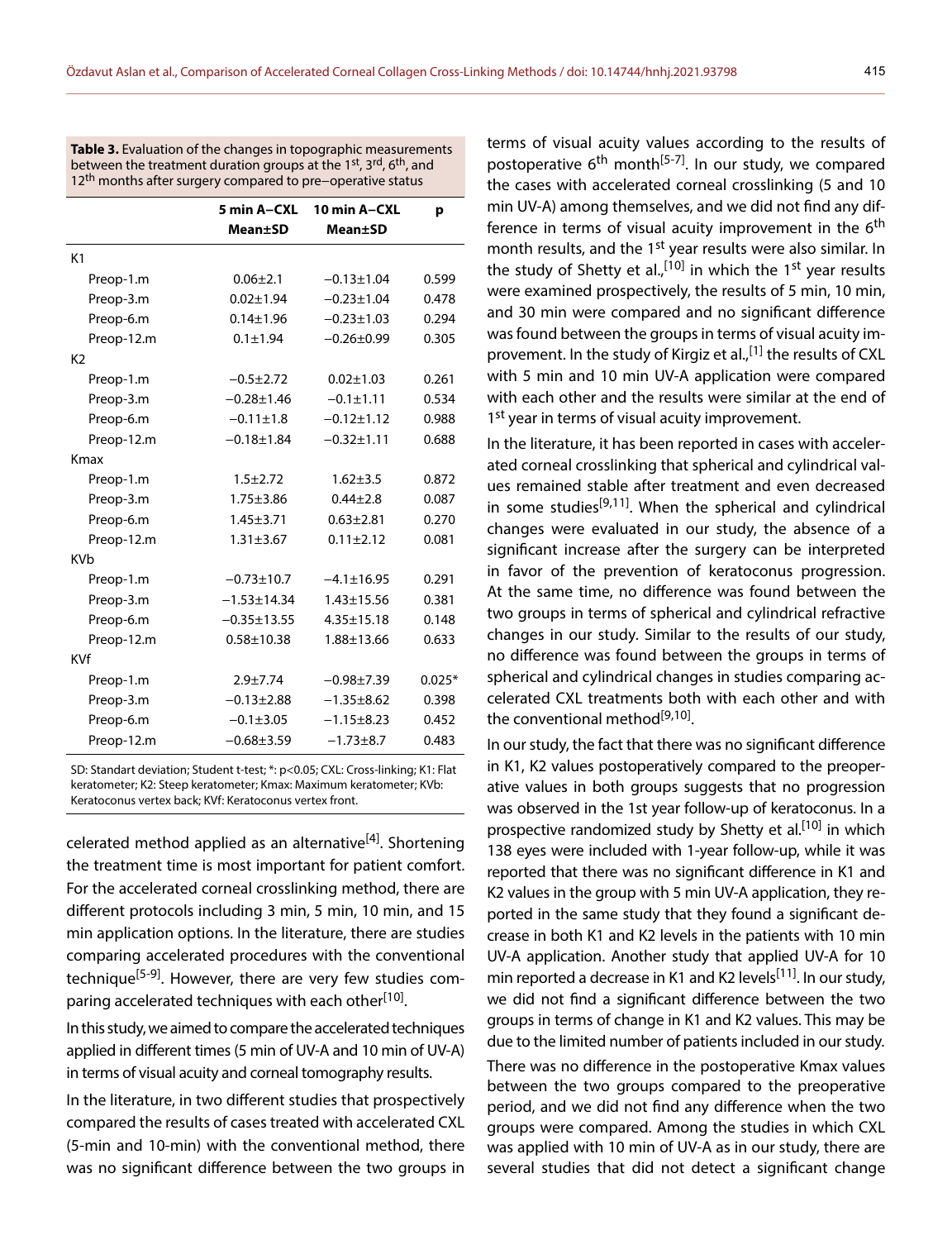**Table 3.** Evaluation of the changes in topographic measurements between the treatment duration groups at the 1st, 3rd, 6th, and 12th months after surgery compared to pre−operative status

| | 5 min A–CXL Mean±SD | 10 min A–CXL Mean±SD | p |
|---|---|---|---|
| K1 | | | |
| Preop-1.m | 0.06±2.1 | −0.13±1.04 | 0.599 |
| Preop-3.m | 0.02±1.94 | −0.23±1.04 | 0.478 |
| Preop-6.m | 0.14±1.96 | −0.23±1.03 | 0.294 |
| Preop-12.m | 0.1±1.94 | −0.26±0.99 | 0.305 |
| K2 | | | |
| Preop-1.m | −0.5±2.72 | 0.02±1.03 | 0.261 |
| Preop-3.m | −0.28±1.46 | −0.1±1.11 | 0.534 |
| Preop-6.m | −0.11±1.8 | −0.12±1.12 | 0.988 |
| Preop-12.m | −0.18±1.84 | −0.32±1.11 | 0.688 |
| Kmax | | | |
| Preop-1.m | 1.5±2.72 | 1.62±3.5 | 0.872 |
| Preop-3.m | 1.75±3.86 | 0.44±2.8 | 0.087 |
| Preop-6.m | 1.45±3.71 | 0.63±2.81 | 0.270 |
| Preop-12.m | 1.31±3.67 | 0.11±2.12 | 0.081 |
| KVb | | | |
| Preop-1.m | −0.73±10.7 | −4.1±16.95 | 0.291 |
| Preop-3.m | −1.53±14.34 | 1.43±15.56 | 0.381 |
| Preop-6.m | −0.35±13.55 | 4.35±15.18 | 0.148 |
| Preop-12.m | 0.58±10.38 | 1.88±13.66 | 0.633 |
| KVf | | | |
| Preop-1.m | 2.9±7.74 | −0.98±7.39 | 0.025* |
| Preop-3.m | −0.13±2.88 | −1.35±8.62 | 0.398 |
| Preop-6.m | −0.1±3.05 | −1.15±8.23 | 0.452 |
| Preop-12.m | −0.68±3.59 | −1.73±8.7 | 0.483 |

SD: Standart deviation; Student t-test; *: p<0.05; CXL: Cross-linking; K1: Flat keratometer; K2: Steep keratometer; Kmax: Maximum keratometer; KVb: Keratoconus vertex back; KVf: Keratoconus vertex front.

celerated method applied as an alternative[4]. Shortening the treatment time is most important for patient comfort. For the accelerated corneal crosslinking method, there are different protocols including 3 min, 5 min, 10 min, and 15 min application options. In the literature, there are studies comparing accelerated procedures with the conventional technique[5-9]. However, there are very few studies comparing accelerated techniques with each other[10].

In this study, we aimed to compare the accelerated techniques applied in different times (5 min of UV-A and 10 min of UV-A) in terms of visual acuity and corneal tomography results.

In the literature, in two different studies that prospectively compared the results of cases treated with accelerated CXL (5-min and 10-min) with the conventional method, there was no significant difference between the two groups in terms of visual acuity values according to the results of postoperative 6th month[5-7]. In our study, we compared the cases with accelerated corneal crosslinking (5 and 10 min UV-A) among themselves, and we did not find any difference in terms of visual acuity improvement in the 6th month results, and the 1st year results were also similar. In the study of Shetty et al.,[10] in which the 1st year results were examined prospectively, the results of 5 min, 10 min, and 30 min were compared and no significant difference was found between the groups in terms of visual acuity improvement. In the study of Kirgiz et al.,[1] the results of CXL with 5 min and 10 min UV-A application were compared with each other and the results were similar at the end of 1st year in terms of visual acuity improvement.

In the literature, it has been reported in cases with accelerated corneal crosslinking that spherical and cylindrical values remained stable after treatment and even decreased in some studies[9,11]. When the spherical and cylindrical changes were evaluated in our study, the absence of a significant increase after the surgery can be interpreted in favor of the prevention of keratoconus progression. At the same time, no difference was found between the two groups in terms of spherical and cylindrical refractive changes in our study. Similar to the results of our study, no difference was found between the groups in terms of spherical and cylindrical changes in studies comparing accelerated CXL treatments both with each other and with the conventional method[9,10].

In our study, the fact that there was no significant difference in K1, K2 values postoperatively compared to the preoperative values in both groups suggests that no progression was observed in the 1st year follow-up of keratoconus. In a prospective randomized study by Shetty et al.[10] in which 138 eyes were included with 1-year follow-up, while it was reported that there was no significant difference in K1 and K2 values in the group with 5 min UV-A application, they reported in the same study that they found a significant decrease in both K1 and K2 levels in the patients with 10 min UV-A application. Another study that applied UV-A for 10 min reported a decrease in K1 and K2 levels[11]. In our study, we did not find a significant difference between the two groups in terms of change in K1 and K2 values. This may be due to the limited number of patients included in our study.

There was no difference in the postoperative Kmax values between the two groups compared to the preoperative period, and we did not find any difference when the two groups were compared. Among the studies in which CXL was applied with 10 min of UV-A as in our study, there are several studies that did not detect a significant change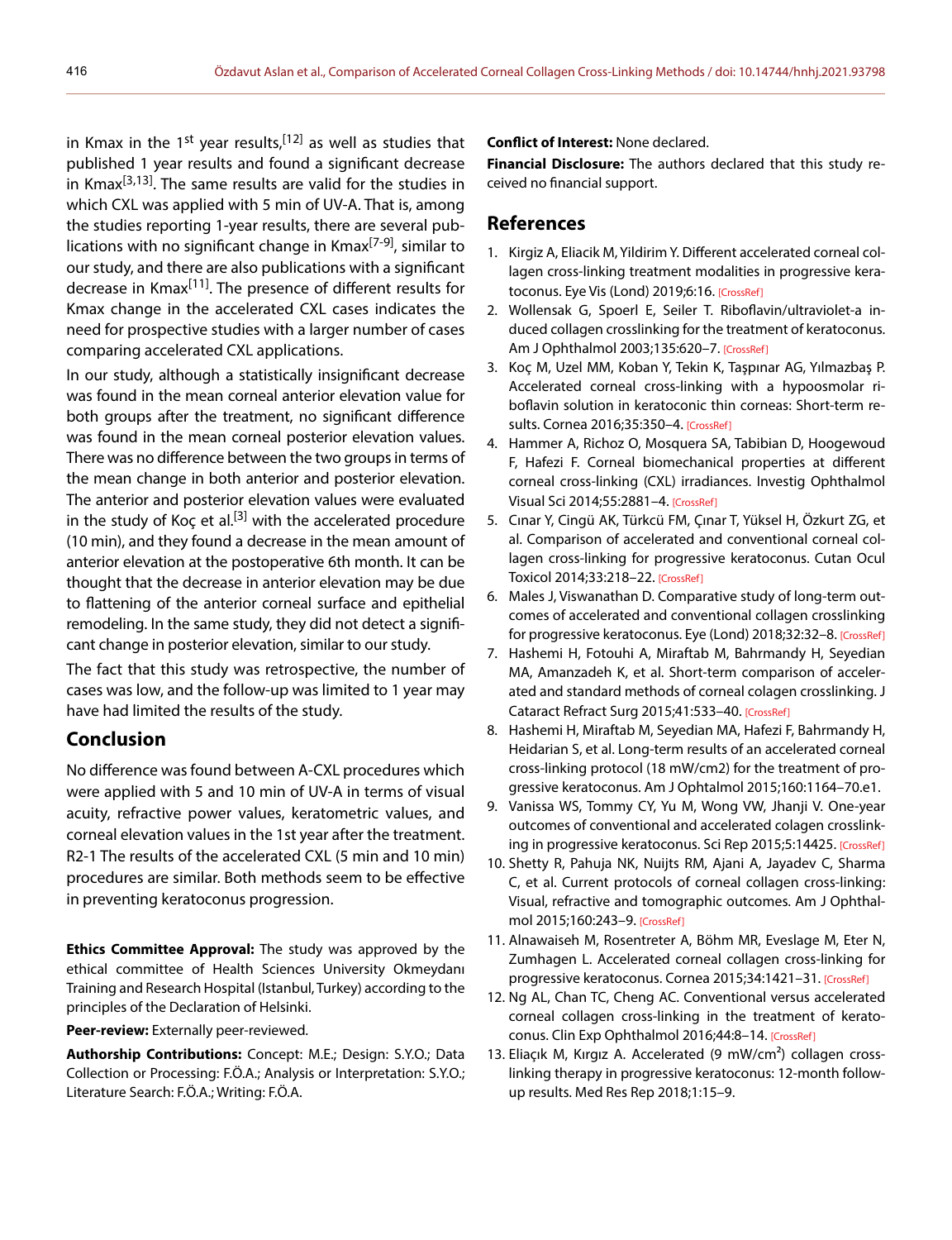in Kmax in the 1st year results,[12] as well as studies that published 1 year results and found a significant decrease in Kmax[3,13]. The same results are valid for the studies in which CXL was applied with 5 min of UV-A. That is, among the studies reporting 1-year results, there are several publications with no significant change in Kmax[7-9], similar to our study, and there are also publications with a significant decrease in Kmax[11]. The presence of different results for Kmax change in the accelerated CXL cases indicates the need for prospective studies with a larger number of cases comparing accelerated CXL applications.

In our study, although a statistically insignificant decrease was found in the mean corneal anterior elevation value for both groups after the treatment, no significant difference was found in the mean corneal posterior elevation values. There was no difference between the two groups in terms of the mean change in both anterior and posterior elevation. The anterior and posterior elevation values were evaluated in the study of Koç et al.[3] with the accelerated procedure (10 min), and they found a decrease in the mean amount of anterior elevation at the postoperative 6th month. It can be thought that the decrease in anterior elevation may be due to flattening of the anterior corneal surface and epithelial remodeling. In the same study, they did not detect a significant change in posterior elevation, similar to our study.

The fact that this study was retrospective, the number of cases was low, and the follow-up was limited to 1 year may have had limited the results of the study.

## Conclusion

No difference was found between A-CXL procedures which were applied with 5 and 10 min of UV-A in terms of visual acuity, refractive power values, keratometric values, and corneal elevation values in the 1st year after the treatment. R2-1 The results of the accelerated CXL (5 min and 10 min) procedures are similar. Both methods seem to be effective in preventing keratoconus progression.

**Ethics Committee Approval:** The study was approved by the ethical committee of Health Sciences University Okmeydanı Training and Research Hospital (Istanbul, Turkey) according to the principles of the Declaration of Helsinki.

**Peer-review:** Externally peer-reviewed.

**Authorship Contributions:** Concept: M.E.; Design: S.Y.O.; Data Collection or Processing: F.Ö.A.; Analysis or Interpretation: S.Y.O.; Literature Search: F.Ö.A.; Writing: F.Ö.A.

**Conflict of Interest:** None declared.

**Financial Disclosure:** The authors declared that this study received no financial support.

## References

1. Kirgiz A, Eliacik M, Yildirim Y. Different accelerated corneal collagen cross-linking treatment modalities in progressive keratoconus. Eye Vis (Lond) 2019;6:16. [CrossRef]
2. Wollensak G, Spoerl E, Seiler T. Riboflavin/ultraviolet-a induced collagen crosslinking for the treatment of keratoconus. Am J Ophthalmol 2003;135:620–7. [CrossRef]
3. Koç M, Uzel MM, Koban Y, Tekin K, Taşpınar AG, Yılmazbaş P. Accelerated corneal cross-linking with a hypoosmolar riboflavin solution in keratoconic thin corneas: Short-term results. Cornea 2016;35:350–4. [CrossRef]
4. Hammer A, Richoz O, Mosquera SA, Tabibian D, Hoogewoud F, Hafezi F. Corneal biomechanical properties at different corneal cross-linking (CXL) irradiances. Investig Ophthalmol Visual Sci 2014;55:2881–4. [CrossRef]
5. Cınar Y, Cingü AK, Türkcü FM, Çınar T, Yüksel H, Özkurt ZG, et al. Comparison of accelerated and conventional corneal collagen cross-linking for progressive keratoconus. Cutan Ocul Toxicol 2014;33:218–22. [CrossRef]
6. Males J, Viswanathan D. Comparative study of long-term outcomes of accelerated and conventional collagen crosslinking for progressive keratoconus. Eye (Lond) 2018;32:32–8. [CrossRef]
7. Hashemi H, Fotouhi A, Miraftab M, Bahrmandy H, Seyedian MA, Amanzadeh K, et al. Short-term comparison of accelerated and standard methods of corneal colagen crosslinking. J Cataract Refract Surg 2015;41:533–40. [CrossRef]
8. Hashemi H, Miraftab M, Seyedian MA, Hafezi F, Bahrmandy H, Heidarian S, et al. Long-term results of an accelerated corneal cross-linking protocol (18 mW/cm2) for the treatment of progressive keratoconus. Am J Ophtalmol 2015;160:1164–70.e1.
9. Vanissa WS, Tommy CY, Yu M, Wong VW, Jhanji V. One-year outcomes of conventional and accelerated colagen crosslinking in progressive keratoconus. Sci Rep 2015;5:14425. [CrossRef]
10. Shetty R, Pahuja NK, Nuijts RM, Ajani A, Jayadev C, Sharma C, et al. Current protocols of corneal collagen cross-linking: Visual, refractive and tomographic outcomes. Am J Ophthalmol 2015;160:243–9. [CrossRef]
11. Alnawaiseh M, Rosentreter A, Böhm MR, Eveslage M, Eter N, Zumhagen L. Accelerated corneal collagen cross-linking for progressive keratoconus. Cornea 2015;34:1421–31. [CrossRef]
12. Ng AL, Chan TC, Cheng AC. Conventional versus accelerated corneal collagen cross-linking in the treatment of keratoconus. Clin Exp Ophthalmol 2016;44:8–14. [CrossRef]
13. Eliaçık M, Kırgız A. Accelerated (9 mW/cm$^2$) collagen cross-linking therapy in progressive keratoconus: 12-month follow-up results. Med Res Rep 2018;1:15–9.